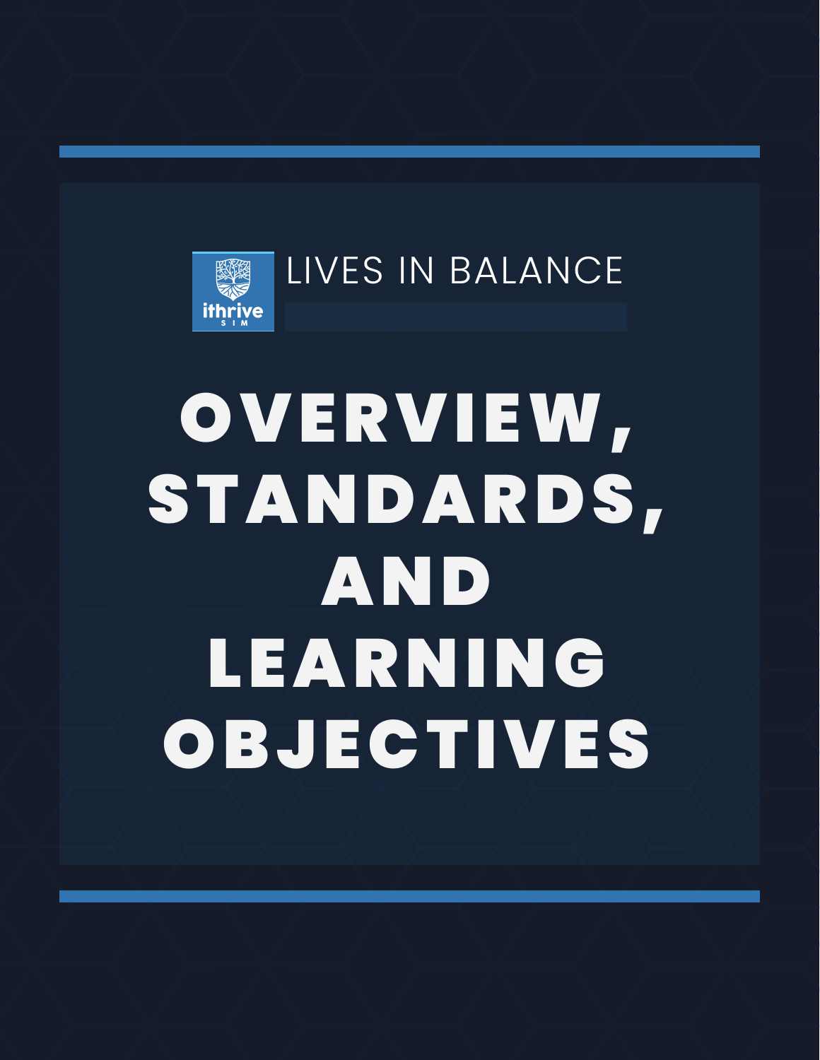ithrive SIM

LIVES IN BALANCE

# OVERVIEW, STANDARDS, AND LEARNING OBJECTIVES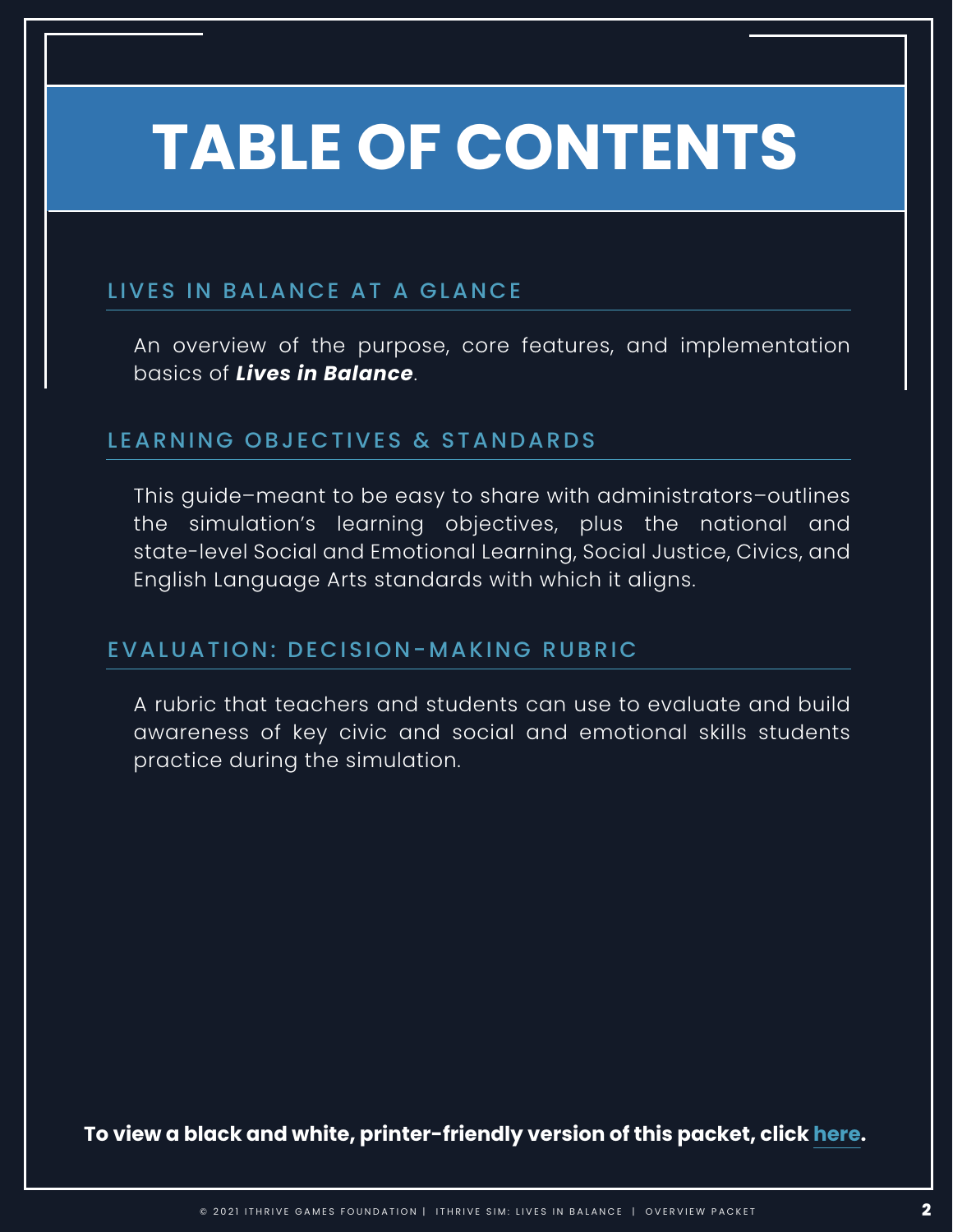# TABLE OF CONTENTS

## LIVES IN BALANCE AT A GLANCE

An overview of the purpose, core features, and implementation basics of ***Lives in Balance***.

## LEARNING OBJECTIVES & STANDARDS

This guide–meant to be easy to share with administrators–outlines the simulation's learning objectives, plus the national and state-level Social and Emotional Learning, Social Justice, Civics, and English Language Arts standards with which it aligns.

## EVALUATION: DECISION-MAKING RUBRIC

A rubric that teachers and students can use to evaluate and build awareness of key civic and social and emotional skills students practice during the simulation.

**To view a black and white, printer-friendly version of this packet, click here.**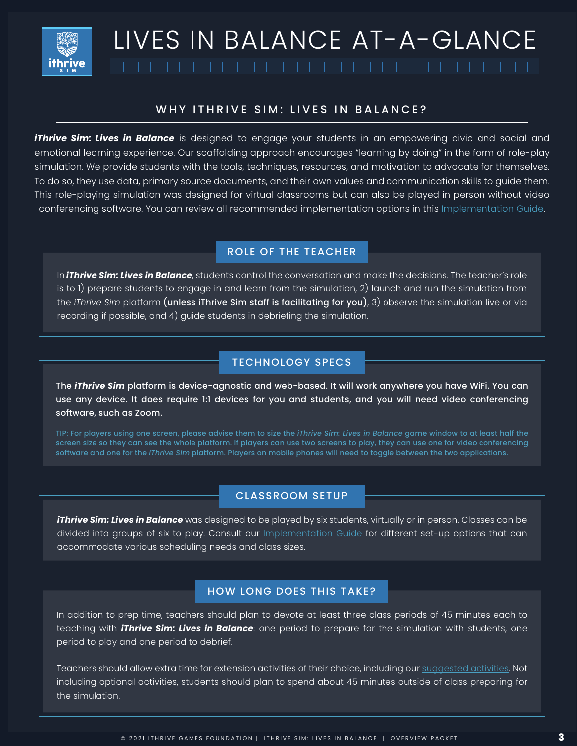# LIVES IN BALANCE AT-A-GLANCE

## WHY ITHRIVE SIM: LIVES IN BALANCE?

***iThrive Sim: Lives in Balance*** is designed to engage your students in an empowering civic and social and emotional learning experience. Our scaffolding approach encourages "learning by doing" in the form of role-play simulation. We provide students with the tools, techniques, resources, and motivation to advocate for themselves. To do so, they use data, primary source documents, and their own values and communication skills to guide them. This role-playing simulation was designed for virtual classrooms but can also be played in person without video conferencing software. You can review all recommended implementation options in this Implementation Guide.

## ROLE OF THE TEACHER

In ***iThrive Sim: Lives in Balance***, students control the conversation and make the decisions. The teacher's role is to 1) prepare students to engage in and learn from the simulation, 2) launch and run the simulation from the *iThrive Sim* platform **(unless iThrive Sim staff is facilitating for you)**, 3) observe the simulation live or via recording if possible, and 4) guide students in debriefing the simulation.

## TECHNOLOGY SPECS

**The *iThrive Sim* platform is device-agnostic and web-based. It will work anywhere you have WiFi. You can use any device. It does require 1:1 devices for you and students, and you will need video conferencing software, such as Zoom.**

TIP: For players using one screen, please advise them to size the *iThrive Sim: Lives in Balance* game window to at least half the screen size so they can see the whole platform. If players can use two screens to play, they can use one for video conferencing software and one for the *iThrive Sim* platform. Players on mobile phones will need to toggle between the two applications.

## CLASSROOM SETUP

***iThrive Sim: Lives in Balance*** was designed to be played by six students, virtually or in person. Classes can be divided into groups of six to play. Consult our Implementation Guide for different set-up options that can accommodate various scheduling needs and class sizes.

## HOW LONG DOES THIS TAKE?

In addition to prep time, teachers should plan to devote at least three class periods of 45 minutes each to teaching with ***iThrive Sim: Lives in Balance***: one period to prepare for the simulation with students, one period to play and one period to debrief.

Teachers should allow extra time for extension activities of their choice, including our suggested activities. Not including optional activities, students should plan to spend about 45 minutes outside of class preparing for the simulation.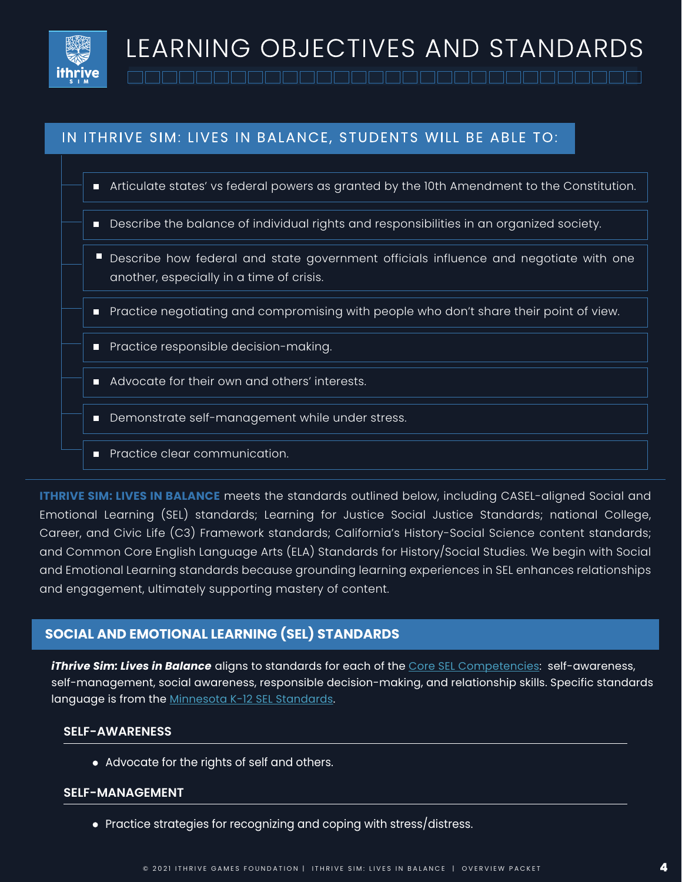# LEARNING OBJECTIVES AND STANDARDS

## IN ITHRIVE SIM: LIVES IN BALANCE, STUDENTS WILL BE ABLE TO:

- Articulate states' vs federal powers as granted by the 10th Amendment to the Constitution.
- Describe the balance of individual rights and responsibilities in an organized society.
- Describe how federal and state government officials influence and negotiate with one another, especially in a time of crisis.
- Practice negotiating and compromising with people who don't share their point of view.
- Practice responsible decision-making.
- Advocate for their own and others' interests.
- Demonstrate self-management while under stress.
- Practice clear communication.

**ITHRIVE SIM: LIVES IN BALANCE** meets the standards outlined below, including CASEL-aligned Social and Emotional Learning (SEL) standards; Learning for Justice Social Justice Standards; national College, Career, and Civic Life (C3) Framework standards; California's History-Social Science content standards; and Common Core English Language Arts (ELA) Standards for History/Social Studies. We begin with Social and Emotional Learning standards because grounding learning experiences in SEL enhances relationships and engagement, ultimately supporting mastery of content.

## SOCIAL AND EMOTIONAL LEARNING (SEL) STANDARDS

***iThrive Sim: Lives in Balance*** aligns to standards for each of the Core SEL Competencies: self-awareness, self-management, social awareness, responsible decision-making, and relationship skills. Specific standards language is from the Minnesota K-12 SEL Standards.

### SELF-AWARENESS

- Advocate for the rights of self and others.

### SELF-MANAGEMENT

- Practice strategies for recognizing and coping with stress/distress.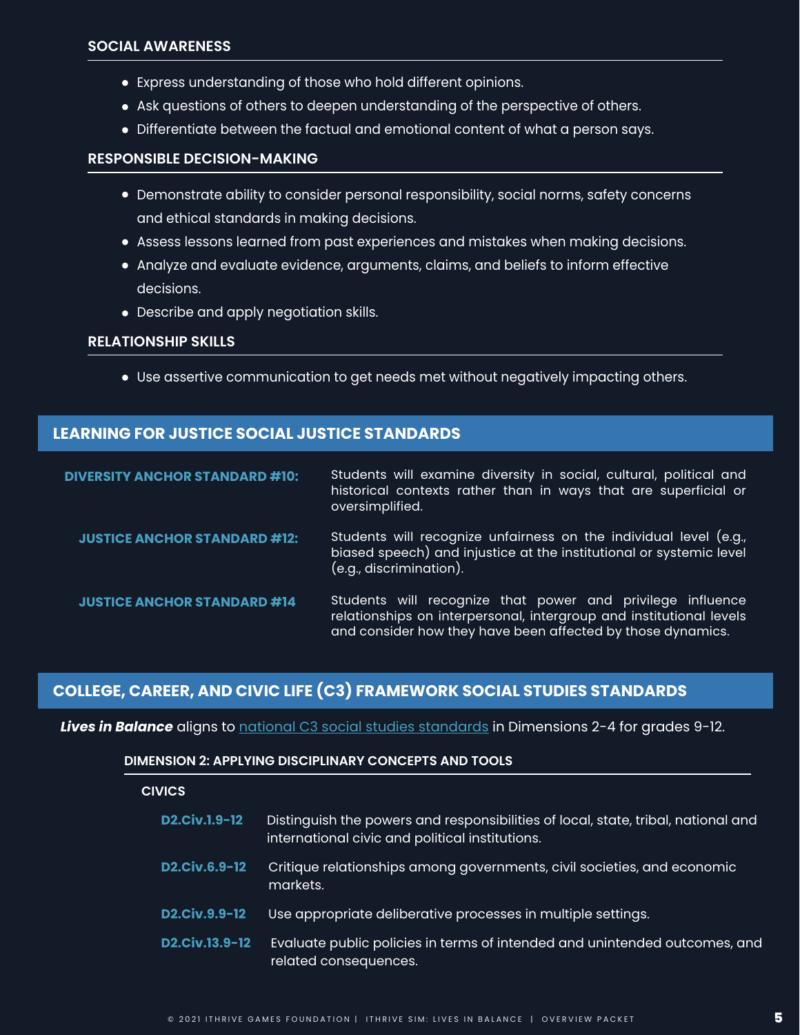### SOCIAL AWARENESS

- Express understanding of those who hold different opinions.
- Ask questions of others to deepen understanding of the perspective of others.
- Differentiate between the factual and emotional content of what a person says.

### RESPONSIBLE DECISION-MAKING

- Demonstrate ability to consider personal responsibility, social norms, safety concerns and ethical standards in making decisions.
- Assess lessons learned from past experiences and mistakes when making decisions.
- Analyze and evaluate evidence, arguments, claims, and beliefs to inform effective decisions.
- Describe and apply negotiation skills.

### RELATIONSHIP SKILLS

- Use assertive communication to get needs met without negatively impacting others.

## LEARNING FOR JUSTICE SOCIAL JUSTICE STANDARDS

| | |
|---|---|
| **DIVERSITY ANCHOR STANDARD #10:** | Students will examine diversity in social, cultural, political and historical contexts rather than in ways that are superficial or oversimplified. |
| **JUSTICE ANCHOR STANDARD #12:** | Students will recognize unfairness on the individual level (e.g., biased speech) and injustice at the institutional or systemic level (e.g., discrimination). |
| **JUSTICE ANCHOR STANDARD #14** | Students will recognize that power and privilege influence relationships on interpersonal, intergroup and institutional levels and consider how they have been affected by those dynamics. |

## COLLEGE, CAREER, AND CIVIC LIFE (C3) FRAMEWORK SOCIAL STUDIES STANDARDS

***Lives in Balance*** aligns to national C3 social studies standards in Dimensions 2-4 for grades 9-12.

### DIMENSION 2: APPLYING DISCIPLINARY CONCEPTS AND TOOLS

#### CIVICS

| | |
|---|---|
| **D2.Civ.1.9-12** | Distinguish the powers and responsibilities of local, state, tribal, national and international civic and political institutions. |
| **D2.Civ.6.9-12** | Critique relationships among governments, civil societies, and economic markets. |
| **D2.Civ.9.9-12** | Use appropriate deliberative processes in multiple settings. |
| **D2.Civ.13.9-12** | Evaluate public policies in terms of intended and unintended outcomes, and related consequences. |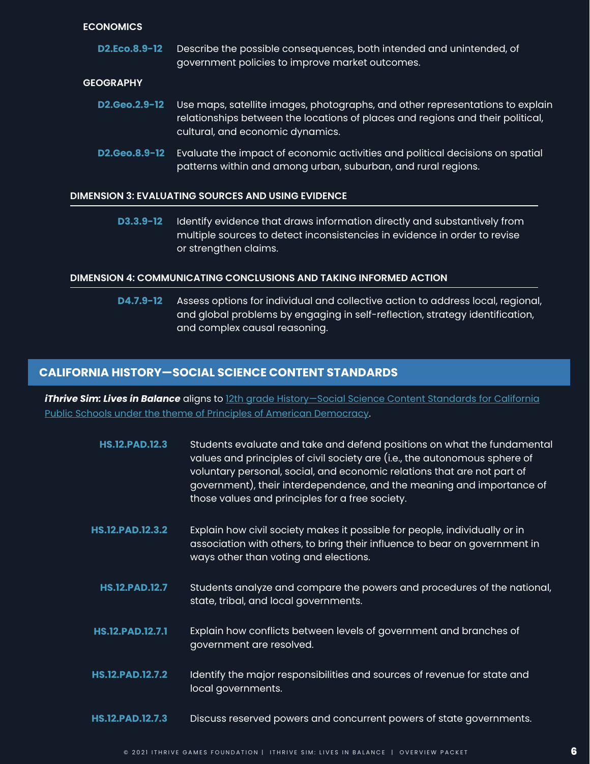### ECONOMICS

**D2.Eco.8.9-12** Describe the possible consequences, both intended and unintended, of government policies to improve market outcomes.

### GEOGRAPHY

**D2.Geo.2.9-12** Use maps, satellite images, photographs, and other representations to explain relationships between the locations of places and regions and their political, cultural, and economic dynamics.

**D2.Geo.8.9-12** Evaluate the impact of economic activities and political decisions on spatial patterns within and among urban, suburban, and rural regions.

### DIMENSION 3: EVALUATING SOURCES AND USING EVIDENCE

**D3.3.9-12** Identify evidence that draws information directly and substantively from multiple sources to detect inconsistencies in evidence in order to revise or strengthen claims.

### DIMENSION 4: COMMUNICATING CONCLUSIONS AND TAKING INFORMED ACTION

**D4.7.9-12** Assess options for individual and collective action to address local, regional, and global problems by engaging in self-reflection, strategy identification, and complex causal reasoning.

## CALIFORNIA HISTORY—SOCIAL SCIENCE CONTENT STANDARDS

***iThrive Sim: Lives in Balance*** aligns to 12th grade History—Social Science Content Standards for California Public Schools under the theme of Principles of American Democracy.

**HS.12.PAD.12.3** Students evaluate and take and defend positions on what the fundamental values and principles of civil society are (i.e., the autonomous sphere of voluntary personal, social, and economic relations that are not part of government), their interdependence, and the meaning and importance of those values and principles for a free society.

**HS.12.PAD.12.3.2** Explain how civil society makes it possible for people, individually or in association with others, to bring their influence to bear on government in ways other than voting and elections.

**HS.12.PAD.12.7** Students analyze and compare the powers and procedures of the national, state, tribal, and local governments.

**HS.12.PAD.12.7.1** Explain how conflicts between levels of government and branches of government are resolved.

**HS.12.PAD.12.7.2** Identify the major responsibilities and sources of revenue for state and local governments.

**HS.12.PAD.12.7.3** Discuss reserved powers and concurrent powers of state governments.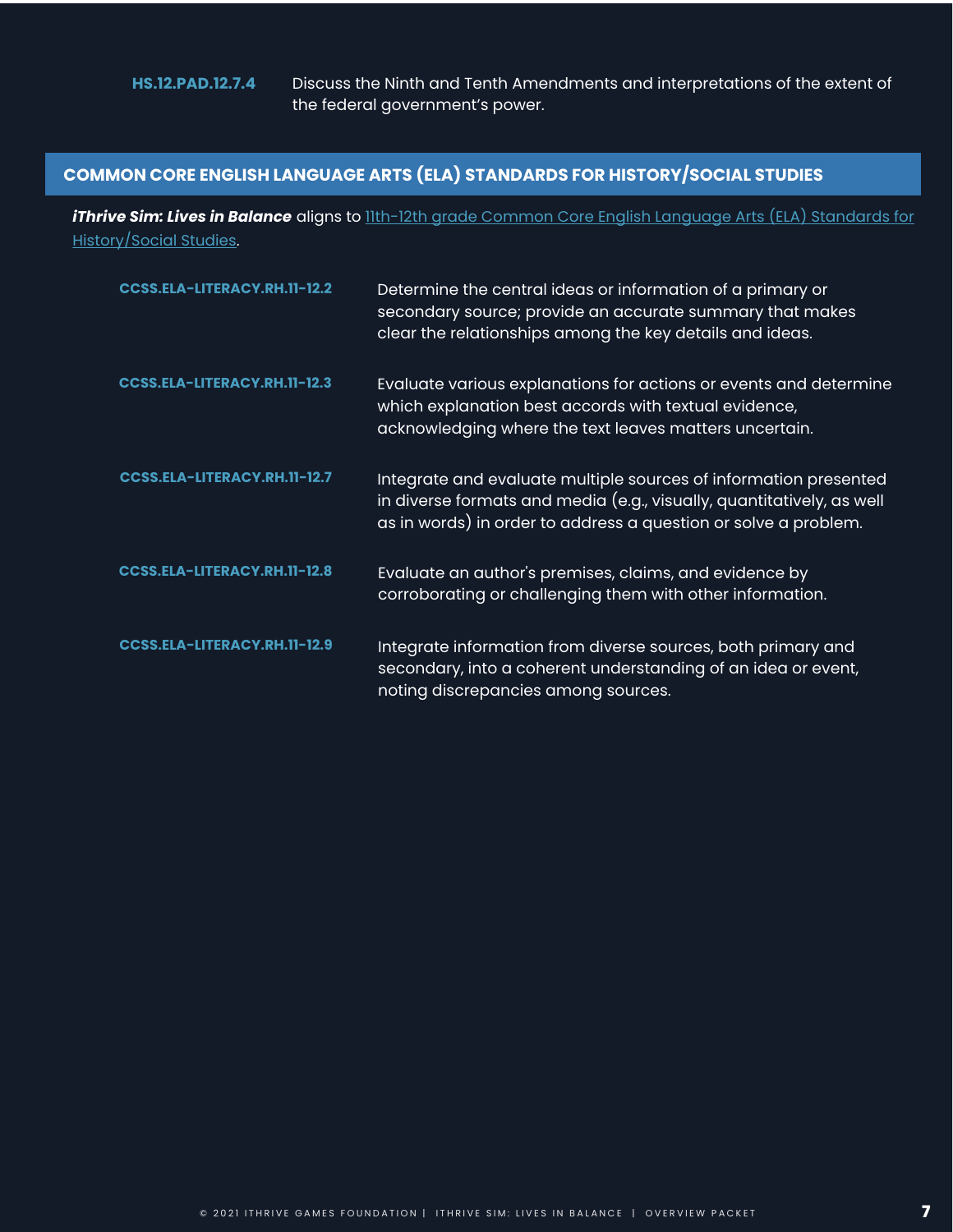| | |
|---|---|
| **HS.12.PAD.12.7.4** | Discuss the Ninth and Tenth Amendments and interpretations of the extent of the federal government's power. |

## COMMON CORE ENGLISH LANGUAGE ARTS (ELA) STANDARDS FOR HISTORY/SOCIAL STUDIES

***iThrive Sim: Lives in Balance*** aligns to 11th-12th grade Common Core English Language Arts (ELA) Standards for History/Social Studies.

| | |
|---|---|
| **CCSS.ELA-LITERACY.RH.11-12.2** | Determine the central ideas or information of a primary or secondary source; provide an accurate summary that makes clear the relationships among the key details and ideas. |
| **CCSS.ELA-LITERACY.RH.11-12.3** | Evaluate various explanations for actions or events and determine which explanation best accords with textual evidence, acknowledging where the text leaves matters uncertain. |
| **CCSS.ELA-LITERACY.RH.11-12.7** | Integrate and evaluate multiple sources of information presented in diverse formats and media (e.g., visually, quantitatively, as well as in words) in order to address a question or solve a problem. |
| **CCSS.ELA-LITERACY.RH.11-12.8** | Evaluate an author's premises, claims, and evidence by corroborating or challenging them with other information. |
| **CCSS.ELA-LITERACY.RH.11-12.9** | Integrate information from diverse sources, both primary and secondary, into a coherent understanding of an idea or event, noting discrepancies among sources. |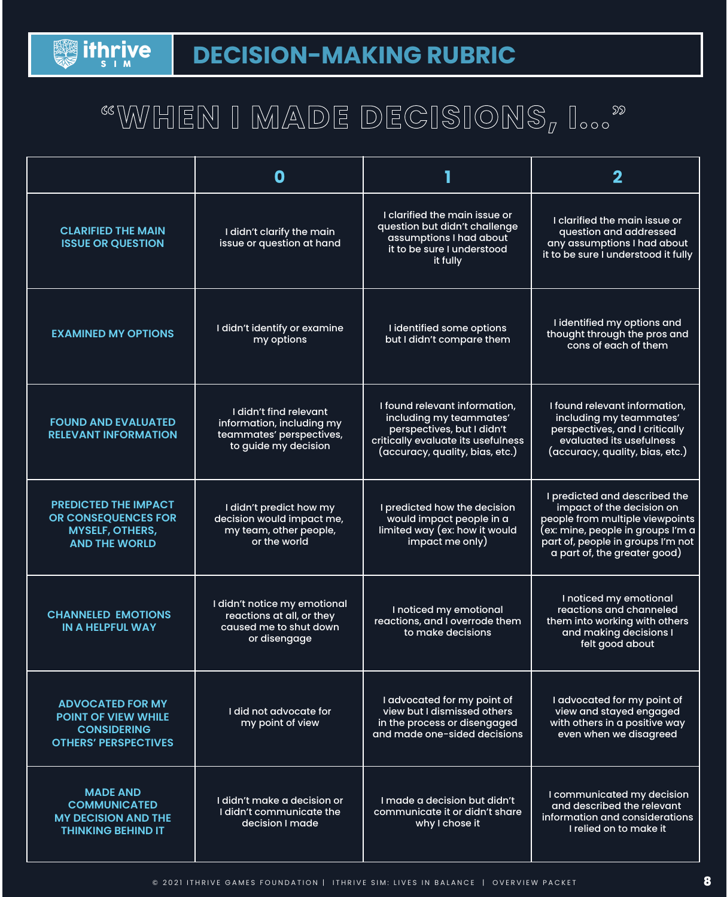# DECISION-MAKING RUBRIC

## "WHEN I MADE DECISIONS, I..."

| | 0 | 1 | 2 |
|---|---|---|---|
| **CLARIFIED THE MAIN ISSUE OR QUESTION** | I didn't clarify the main issue or question at hand | I clarified the main issue or question but didn't challenge assumptions I had about it to be sure I understood it fully | I clarified the main issue or question and addressed any assumptions I had about it to be sure I understood it fully |
| **EXAMINED MY OPTIONS** | I didn't identify or examine my options | I identified some options but I didn't compare them | I identified my options and thought through the pros and cons of each of them |
| **FOUND AND EVALUATED RELEVANT INFORMATION** | I didn't find relevant information, including my teammates' perspectives, to guide my decision | I found relevant information, including my teammates' perspectives, but I didn't critically evaluate its usefulness (accuracy, quality, bias, etc.) | I found relevant information, including my teammates' perspectives, and I critically evaluated its usefulness (accuracy, quality, bias, etc.) |
| **PREDICTED THE IMPACT OR CONSEQUENCES FOR MYSELF, OTHERS, AND THE WORLD** | I didn't predict how my decision would impact me, my team, other people, or the world | I predicted how the decision would impact people in a limited way (ex: how it would impact me only) | I predicted and described the impact of the decision on people from multiple viewpoints (ex: mine, people in groups I'm a part of, people in groups I'm not a part of, the greater good) |
| **CHANNELED EMOTIONS IN A HELPFUL WAY** | I didn't notice my emotional reactions at all, or they caused me to shut down or disengage | I noticed my emotional reactions, and I overrode them to make decisions | I noticed my emotional reactions and channeled them into working with others and making decisions I felt good about |
| **ADVOCATED FOR MY POINT OF VIEW WHILE CONSIDERING OTHERS' PERSPECTIVES** | I did not advocate for my point of view | I advocated for my point of view but I dismissed others in the process or disengaged and made one-sided decisions | I advocated for my point of view and stayed engaged with others in a positive way even when we disagreed |
| **MADE AND COMMUNICATED MY DECISION AND THE THINKING BEHIND IT** | I didn't make a decision or I didn't communicate the decision I made | I made a decision but didn't communicate it or didn't share why I chose it | I communicated my decision and described the relevant information and considerations I relied on to make it |

© 2021 ITHRIVE GAMES FOUNDATION | ITHRIVE SIM: LIVES IN BALANCE | OVERVIEW PACKET